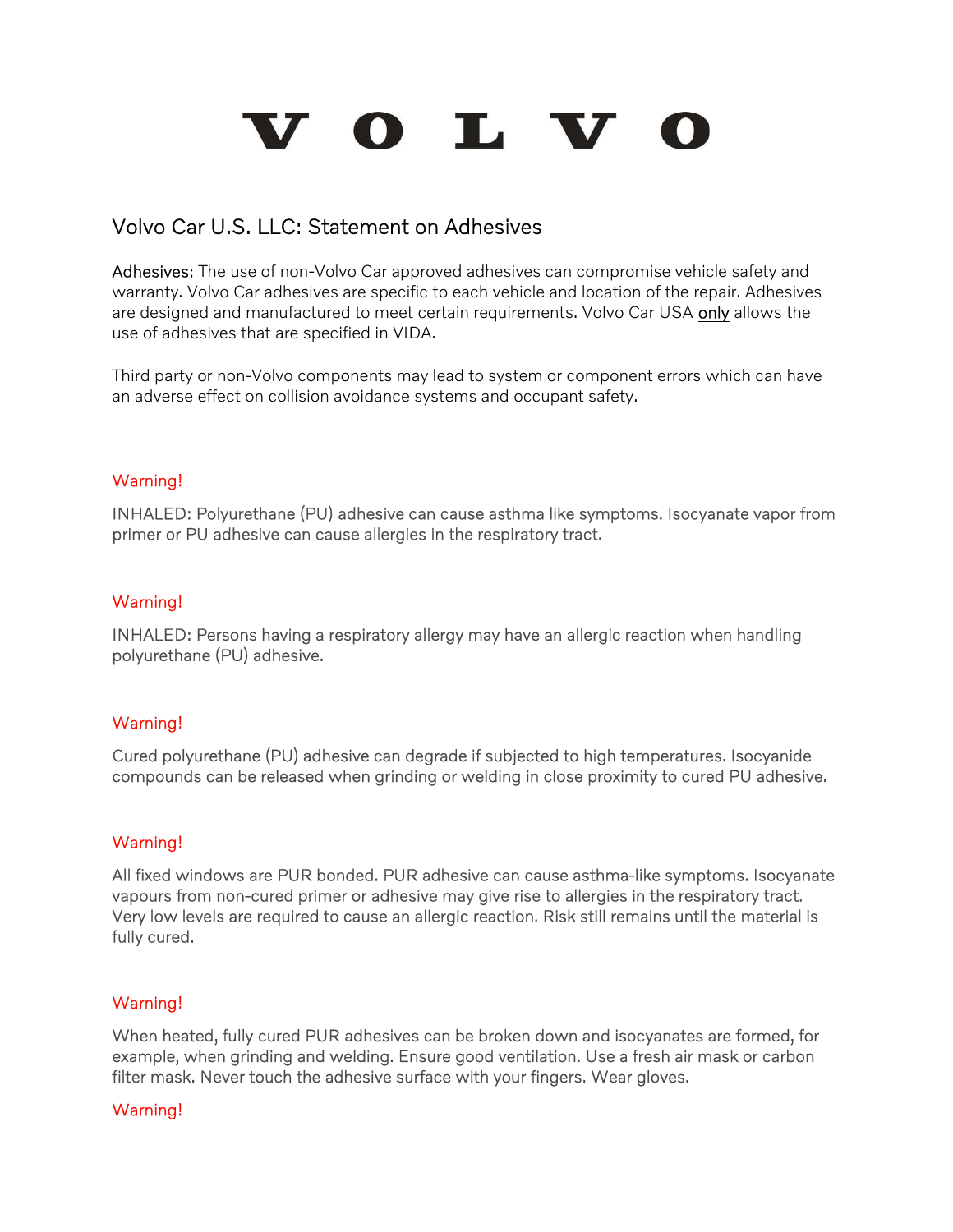# VOLVO

## Volvo Car U.S. LLC: Statement on Adhesives

Adhesives: The use of non-Volvo Car approved adhesives can compromise vehicle safety and warranty. Volvo Car adhesives are specific to each vehicle and location of the repair. Adhesives are designed and manufactured to meet certain requirements. Volvo Car USA only allows the use of adhesives that are specified in VIDA.

Third party or non-Volvo components may lead to system or component errors which can have an adverse effect on collision avoidance systems and occupant safety.

Warning!

INHALED: Polyurethane (PU) adhesive can cause asthma like symptoms. Isocyanate vapor from primer or PU adhesive can cause allergies in the respiratory tract.

Warning!

INHALED: Persons having a respiratory allergy may have an allergic reaction when handling polyurethane (PU) adhesive.

Warning!

Cured polyurethane (PU) adhesive can degrade if subjected to high temperatures. Isocyanide compounds can be released when grinding or welding in close proximity to cured PU adhesive.

Warning!

All fixed windows are PUR bonded. PUR adhesive can cause asthma-like symptoms. Isocyanate vapours from non-cured primer or adhesive may give rise to allergies in the respiratory tract. Very low levels are required to cause an allergic reaction. Risk still remains until the material is fully cured.

Warning!

When heated, fully cured PUR adhesives can be broken down and isocyanates are formed, for example, when grinding and welding. Ensure good ventilation. Use a fresh air mask or carbon filter mask. Never touch the adhesive surface with your fingers. Wear gloves.

Warning!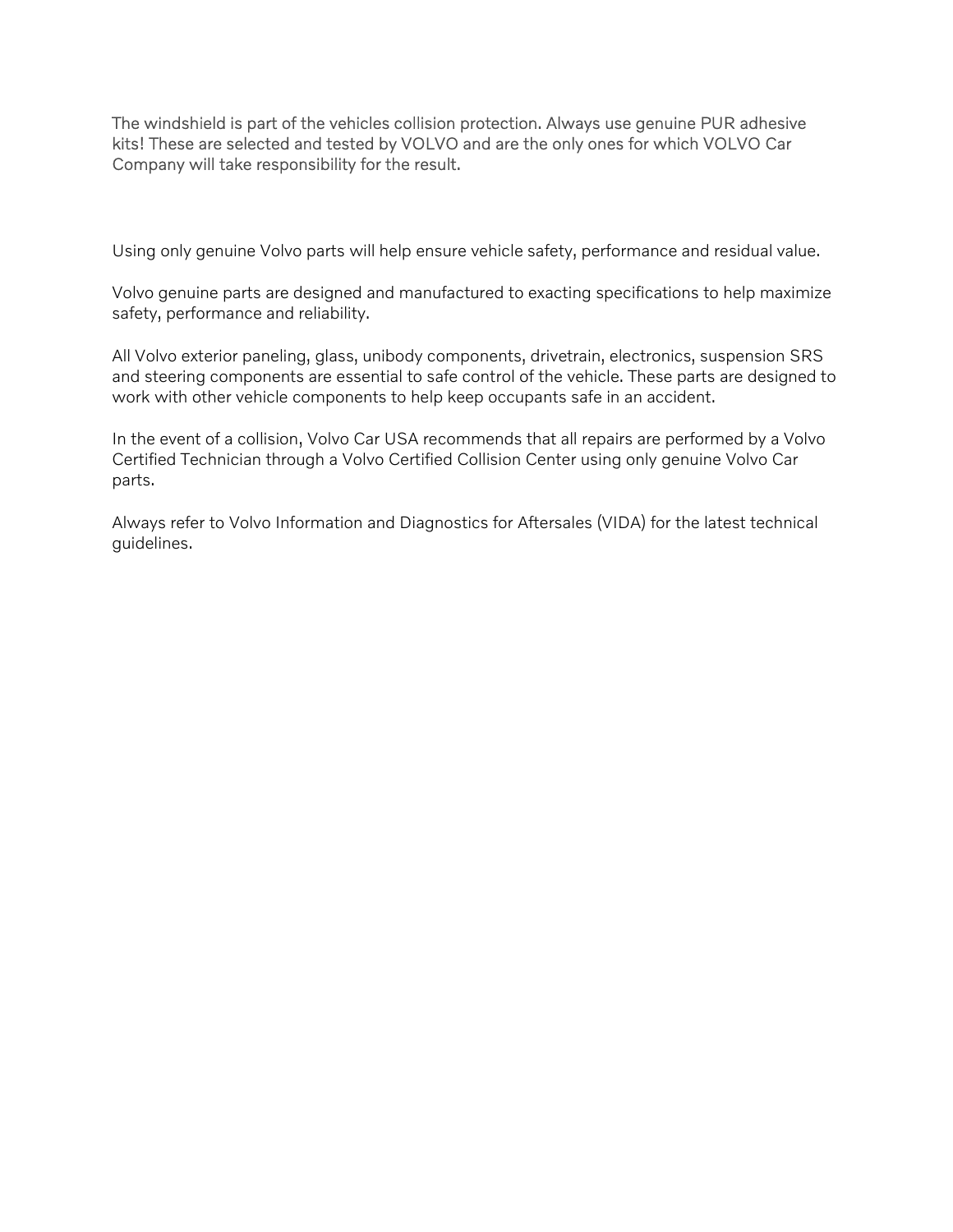The windshield is part of the vehicles collision protection. Always use genuine PUR adhesive kits! These are selected and tested by VOLVO and are the only ones for which VOLVO Car Company will take responsibility for the result.

Using only genuine Volvo parts will help ensure vehicle safety, performance and residual value.

Volvo genuine parts are designed and manufactured to exacting specifications to help maximize safety, performance and reliability.

All Volvo exterior paneling, glass, unibody components, drivetrain, electronics, suspension SRS and steering components are essential to safe control of the vehicle. These parts are designed to work with other vehicle components to help keep occupants safe in an accident.

In the event of a collision, Volvo Car USA recommends that all repairs are performed by a Volvo Certified Technician through a Volvo Certified Collision Center using only genuine Volvo Car parts.

Always refer to Volvo Information and Diagnostics for Aftersales (VIDA) for the latest technical guidelines.